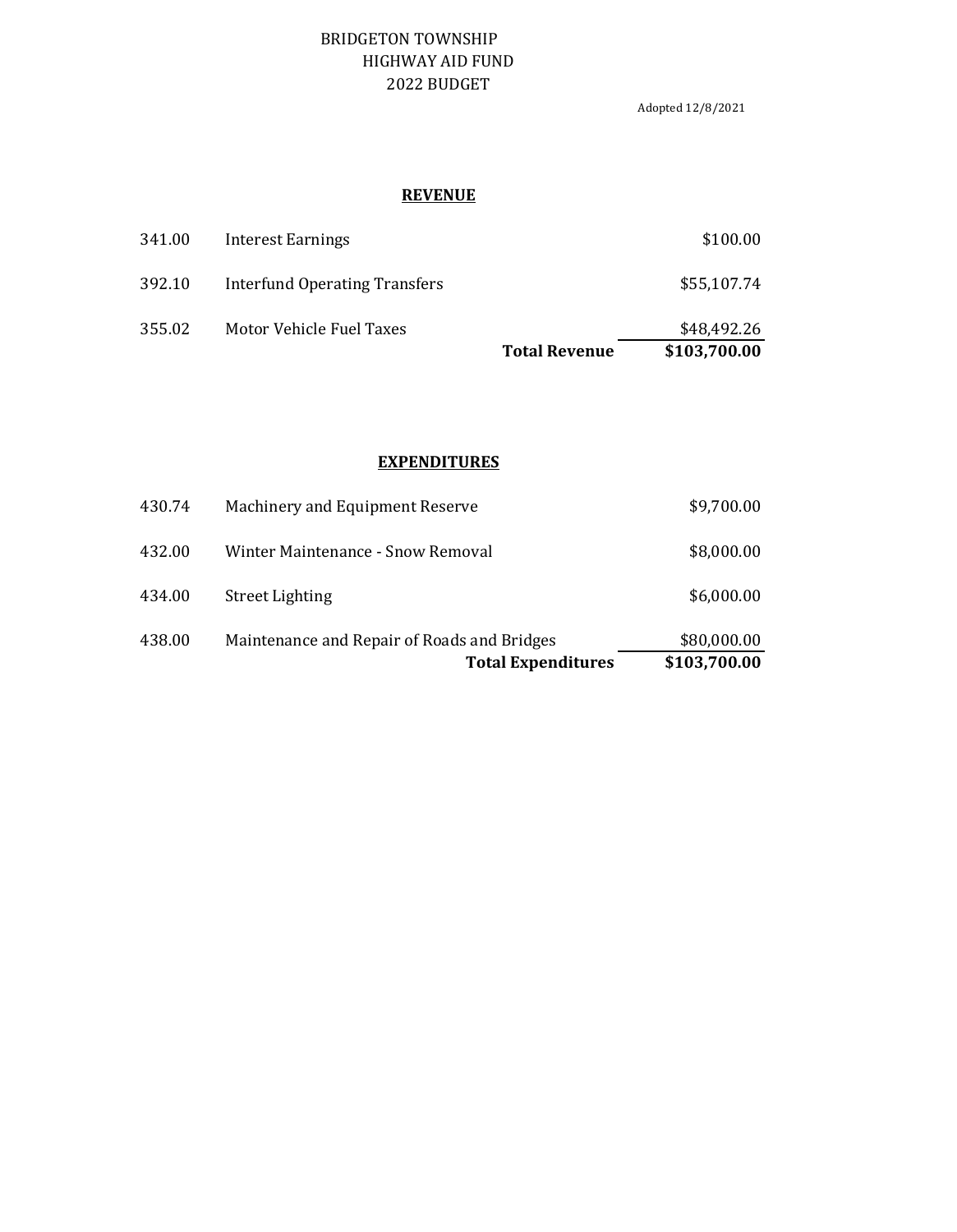# BRIDGETON TOWNSHIP
## HIGHWAY AID FUND
## 2022 BUDGET

Adopted 12/8/2021

### REVENUE

| | | |
|---|---|---|
| 341.00 | Interest Earnings | $100.00 |
| 392.10 | Interfund Operating Transfers | $55,107.74 |
| 355.02 | Motor Vehicle Fuel Taxes | $48,492.26 |
| | **Total Revenue** | **$103,700.00** |

### EXPENDITURES

| | | |
|---|---|---|
| 430.74 | Machinery and Equipment Reserve | $9,700.00 |
| 432.00 | Winter Maintenance - Snow Removal | $8,000.00 |
| 434.00 | Street Lighting | $6,000.00 |
| 438.00 | Maintenance and Repair of Roads and Bridges | $80,000.00 |
| | **Total Expenditures** | **$103,700.00** |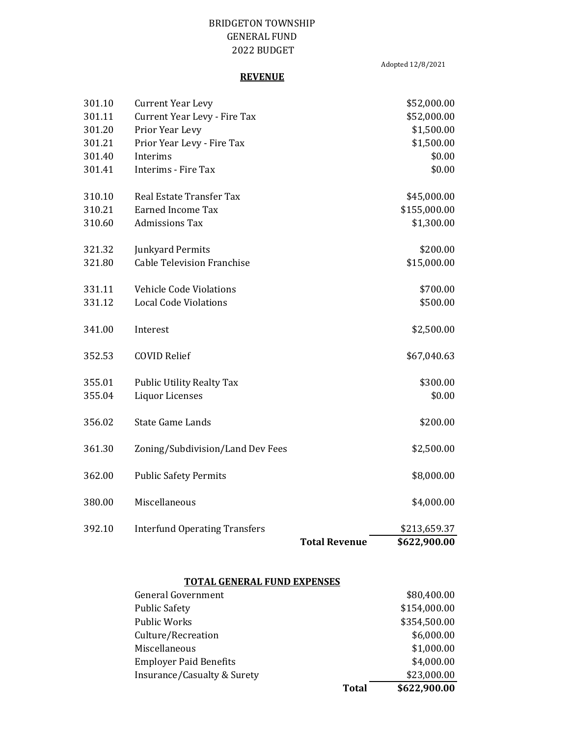BRIDGETON TOWNSHIP
GENERAL FUND
2022 BUDGET

Adopted 12/8/2021

**REVENUE**

| Code | Description | Amount |
|---|---|---|
| 301.10 | Current Year Levy | $52,000.00 |
| 301.11 | Current Year Levy - Fire Tax | $52,000.00 |
| 301.20 | Prior Year Levy | $1,500.00 |
| 301.21 | Prior Year Levy - Fire Tax | $1,500.00 |
| 301.40 | Interims | $0.00 |
| 301.41 | Interims - Fire Tax | $0.00 |
| 310.10 | Real Estate Transfer Tax | $45,000.00 |
| 310.21 | Earned Income Tax | $155,000.00 |
| 310.60 | Admissions Tax | $1,300.00 |
| 321.32 | Junkyard Permits | $200.00 |
| 321.80 | Cable Television Franchise | $15,000.00 |
| 331.11 | Vehicle Code Violations | $700.00 |
| 331.12 | Local Code Violations | $500.00 |
| 341.00 | Interest | $2,500.00 |
| 352.53 | COVID Relief | $67,040.63 |
| 355.01 | Public Utility Realty Tax | $300.00 |
| 355.04 | Liquor Licenses | $0.00 |
| 356.02 | State Game Lands | $200.00 |
| 361.30 | Zoning/Subdivision/Land Dev Fees | $2,500.00 |
| 362.00 | Public Safety Permits | $8,000.00 |
| 380.00 | Miscellaneous | $4,000.00 |
| 392.10 | Interfund Operating Transfers | $213,659.37 |
| | **Total Revenue** | **$622,900.00** |

**TOTAL GENERAL FUND EXPENSES**

| Category | Amount |
|---|---|
| General Government | $80,400.00 |
| Public Safety | $154,000.00 |
| Public Works | $354,500.00 |
| Culture/Recreation | $6,000.00 |
| Miscellaneous | $1,000.00 |
| Employer Paid Benefits | $4,000.00 |
| Insurance/Casualty & Surety | $23,000.00 |
| **Total** | **$622,900.00** |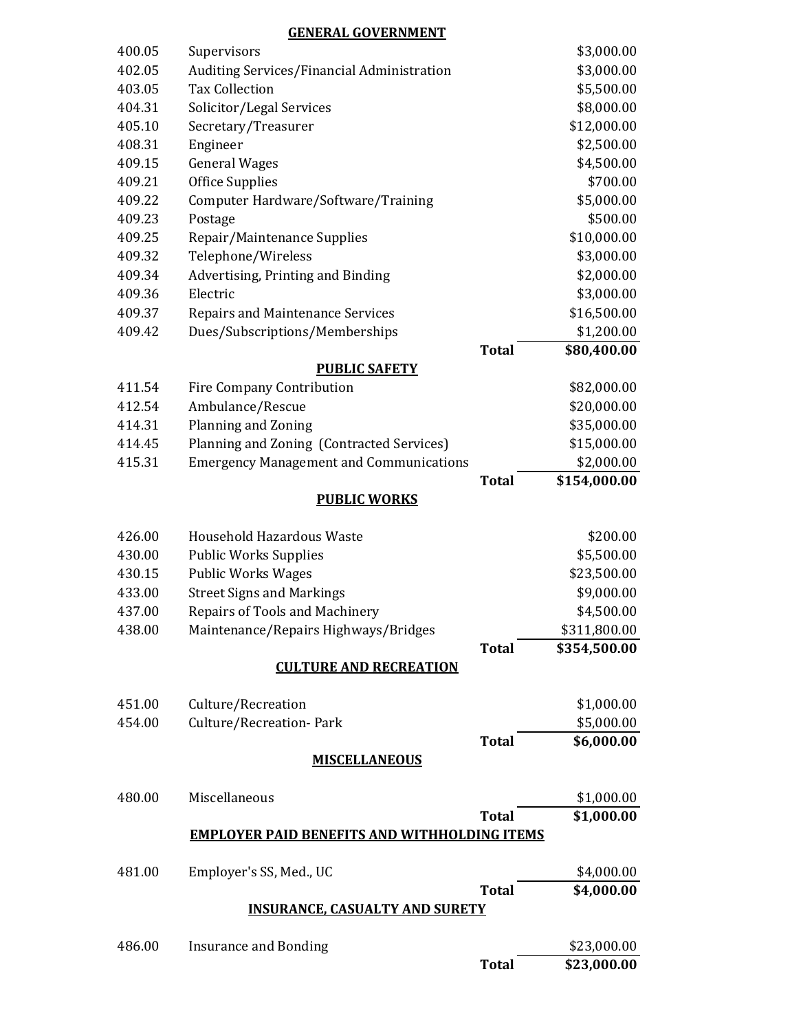## GENERAL GOVERNMENT

| | | |
|---|---|---|
| 400.05 | Supervisors | $3,000.00 |
| 402.05 | Auditing Services/Financial Administration | $3,000.00 |
| 403.05 | Tax Collection | $5,500.00 |
| 404.31 | Solicitor/Legal Services | $8,000.00 |
| 405.10 | Secretary/Treasurer | $12,000.00 |
| 408.31 | Engineer | $2,500.00 |
| 409.15 | General Wages | $4,500.00 |
| 409.21 | Office Supplies | $700.00 |
| 409.22 | Computer Hardware/Software/Training | $5,000.00 |
| 409.23 | Postage | $500.00 |
| 409.25 | Repair/Maintenance Supplies | $10,000.00 |
| 409.32 | Telephone/Wireless | $3,000.00 |
| 409.34 | Advertising, Printing and Binding | $2,000.00 |
| 409.36 | Electric | $3,000.00 |
| 409.37 | Repairs and Maintenance Services | $16,500.00 |
| 409.42 | Dues/Subscriptions/Memberships | $1,200.00 |
| | **Total** | **$80,400.00** |

## PUBLIC SAFETY

| | | |
|---|---|---|
| 411.54 | Fire Company Contribution | $82,000.00 |
| 412.54 | Ambulance/Rescue | $20,000.00 |
| 414.31 | Planning and Zoning | $35,000.00 |
| 414.45 | Planning and Zoning (Contracted Services) | $15,000.00 |
| 415.31 | Emergency Management and Communications | $2,000.00 |
| | **Total** | **$154,000.00** |

## PUBLIC WORKS

| | | |
|---|---|---|
| 426.00 | Household Hazardous Waste | $200.00 |
| 430.00 | Public Works Supplies | $5,500.00 |
| 430.15 | Public Works Wages | $23,500.00 |
| 433.00 | Street Signs and Markings | $9,000.00 |
| 437.00 | Repairs of Tools and Machinery | $4,500.00 |
| 438.00 | Maintenance/Repairs Highways/Bridges | $311,800.00 |
| | **Total** | **$354,500.00** |

## CULTURE AND RECREATION

| | | |
|---|---|---|
| 451.00 | Culture/Recreation | $1,000.00 |
| 454.00 | Culture/Recreation- Park | $5,000.00 |
| | **Total** | **$6,000.00** |

## MISCELLANEOUS

| | | |
|---|---|---|
| 480.00 | Miscellaneous | $1,000.00 |
| | **Total** | **$1,000.00** |

## EMPLOYER PAID BENEFITS AND WITHHOLDING ITEMS

| | | |
|---|---|---|
| 481.00 | Employer's SS, Med., UC | $4,000.00 |
| | **Total** | **$4,000.00** |

## INSURANCE, CASUALTY AND SURETY

| | | |
|---|---|---|
| 486.00 | Insurance and Bonding | $23,000.00 |
| | **Total** | **$23,000.00** |